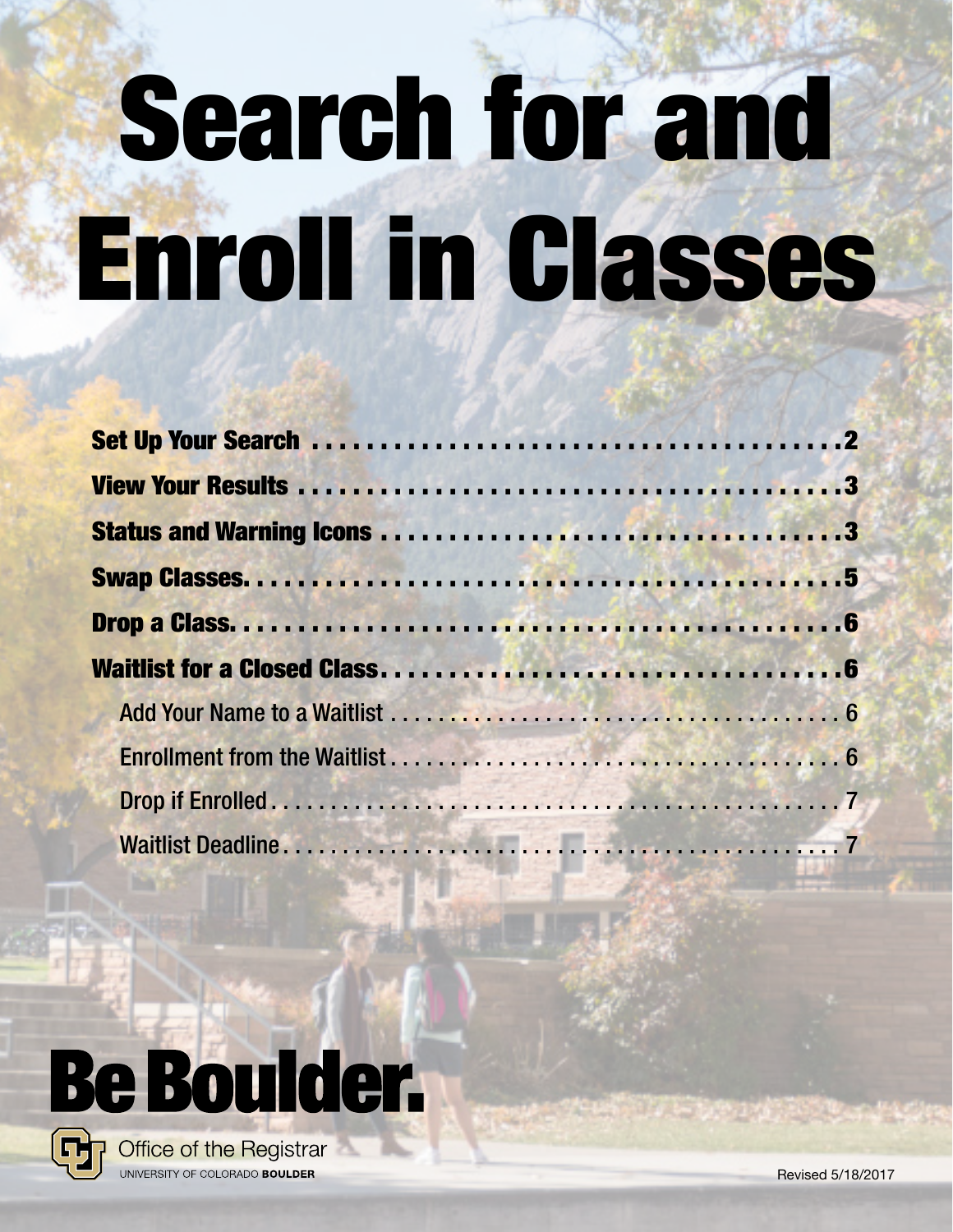# Search for and Enroll in Classes

**Set Up Your Search** . . . . . . . . . . . . . . . . . . . . . . . . . . . . . . . . . . . . . . . . . . .2

**View Your Results** . . . . . . . . . . . . . . . . . . . . . . . . . . . . . . . . . . . . . . . . . . . .3

**Status and Warning Icons** . . . . . . . . . . . . . . . . . . . . . . . . . . . . . . . . . . . . .3

**Swap Classes**. . . . . . . . . . . . . . . . . . . . . . . . . . . . . . . . . . . . . . . . . . . . . . . .5

**Drop a Class**. . . . . . . . . . . . . . . . . . . . . . . . . . . . . . . . . . . . . . . . . . . . . . . . .6

**Waitlist for a Closed Class**. . . . . . . . . . . . . . . . . . . . . . . . . . . . . . . . . . . . .6

- Add Your Name to a Waitlist . . . . . . . . . . . . . . . . . . . . . . . . . . . . . . . . . . . . . 6
- Enrollment from the Waitlist . . . . . . . . . . . . . . . . . . . . . . . . . . . . . . . . . . . . . 6
- Drop if Enrolled . . . . . . . . . . . . . . . . . . . . . . . . . . . . . . . . . . . . . . . . . . . . . . . 7
- Waitlist Deadline . . . . . . . . . . . . . . . . . . . . . . . . . . . . . . . . . . . . . . . . . . . . . . 7

**Be Boulder.**

Office of the Registrar
UNIVERSITY OF COLORADO **BOULDER**

Revised 5/18/2017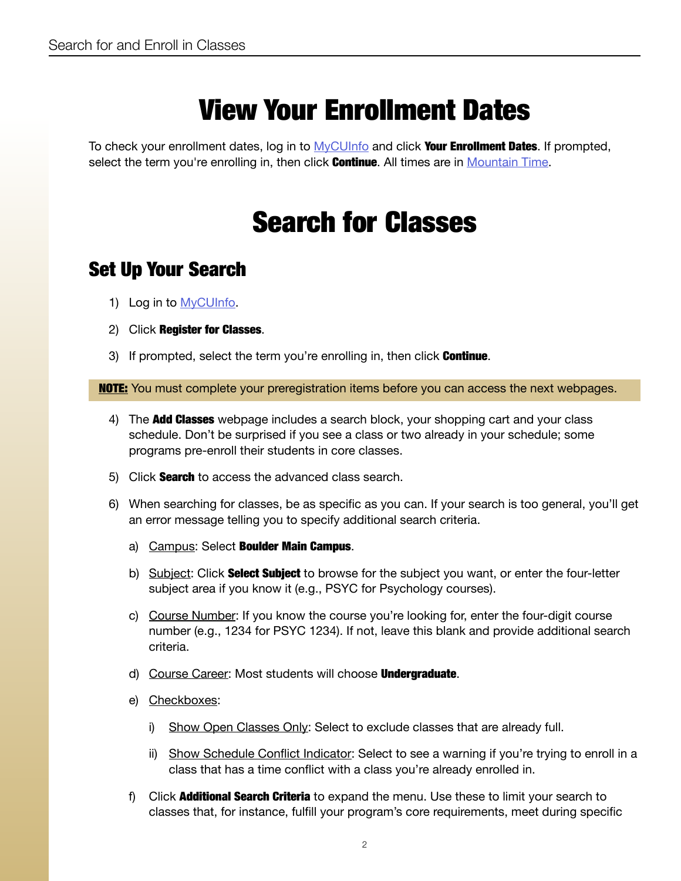# View Your Enrollment Dates

To check your enrollment dates, log in to [MyCUInfo](MyCUInfo) and click **Your Enrollment Dates**. If prompted, select the term you're enrolling in, then click **Continue**. All times are in [Mountain Time](Mountain Time).

# Search for Classes

## Set Up Your Search

1) Log in to [MyCUInfo](MyCUInfo).
2) Click **Register for Classes**.
3) If prompted, select the term you're enrolling in, then click **Continue**.

**NOTE:** You must complete your preregistration items before you can access the next webpages.

4) The **Add Classes** webpage includes a search block, your shopping cart and your class schedule. Don't be surprised if you see a class or two already in your schedule; some programs pre-enroll their students in core classes.
5) Click **Search** to access the advanced class search.
6) When searching for classes, be as specific as you can. If your search is too general, you'll get an error message telling you to specify additional search criteria.
   a) Campus: Select **Boulder Main Campus**.
   b) Subject: Click **Select Subject** to browse for the subject you want, or enter the four-letter subject area if you know it (e.g., PSYC for Psychology courses).
   c) Course Number: If you know the course you're looking for, enter the four-digit course number (e.g., 1234 for PSYC 1234). If not, leave this blank and provide additional search criteria.
   d) Course Career: Most students will choose **Undergraduate**.
   e) Checkboxes:
      i) Show Open Classes Only: Select to exclude classes that are already full.
      ii) Show Schedule Conflict Indicator: Select to see a warning if you're trying to enroll in a class that has a time conflict with a class you're already enrolled in.
   f) Click **Additional Search Criteria** to expand the menu. Use these to limit your search to classes that, for instance, fulfill your program's core requirements, meet during specific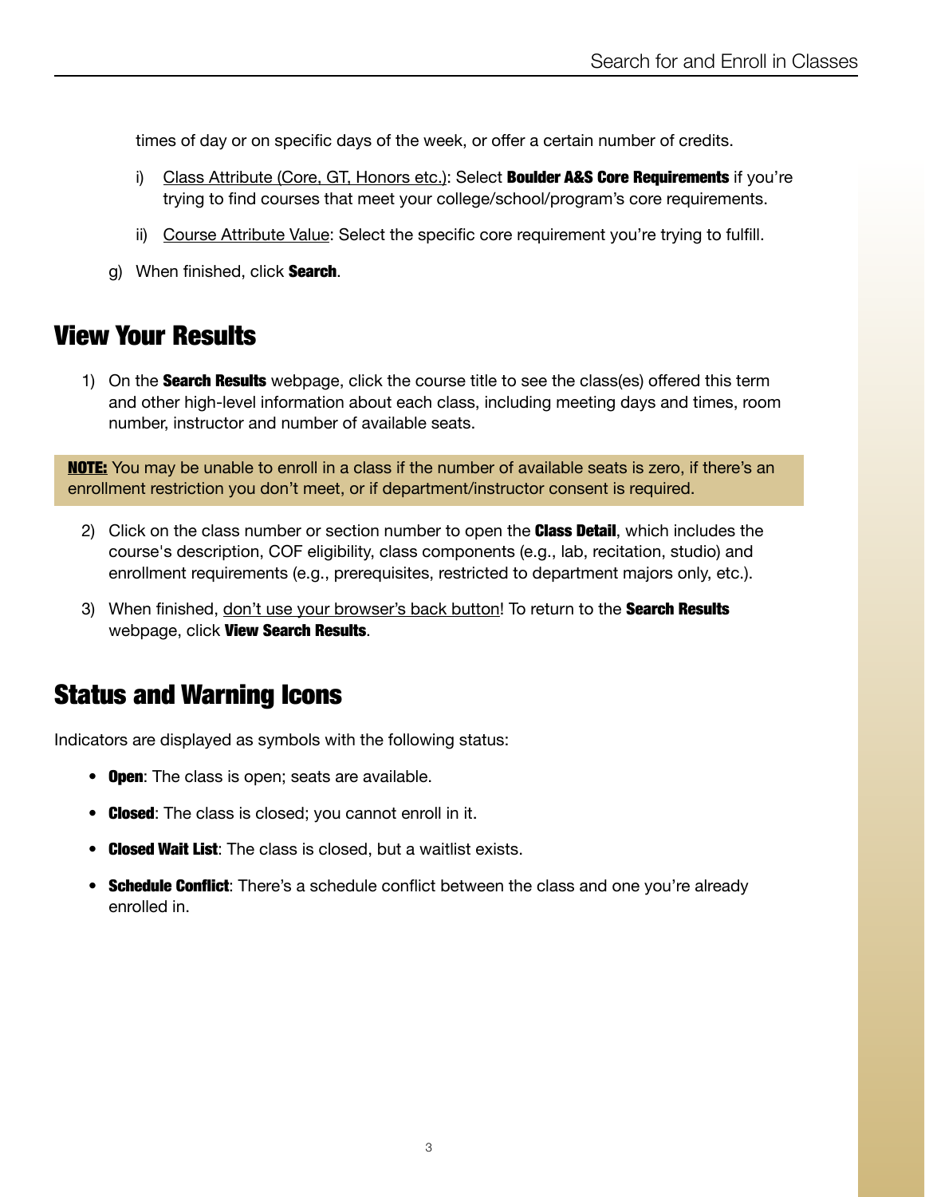times of day or on specific days of the week, or offer a certain number of credits.

i) Class Attribute (Core, GT, Honors etc.): Select **Boulder A&S Core Requirements** if you're trying to find courses that meet your college/school/program's core requirements.

ii) Course Attribute Value: Select the specific core requirement you're trying to fulfill.

g) When finished, click **Search**.

## View Your Results

1) On the **Search Results** webpage, click the course title to see the class(es) offered this term and other high-level information about each class, including meeting days and times, room number, instructor and number of available seats.

**NOTE:** You may be unable to enroll in a class if the number of available seats is zero, if there's an enrollment restriction you don't meet, or if department/instructor consent is required.

2) Click on the class number or section number to open the **Class Detail**, which includes the course's description, COF eligibility, class components (e.g., lab, recitation, studio) and enrollment requirements (e.g., prerequisites, restricted to department majors only, etc.).

3) When finished, don't use your browser's back button! To return to the **Search Results** webpage, click **View Search Results**.

## Status and Warning Icons

Indicators are displayed as symbols with the following status:

- **Open**: The class is open; seats are available.
- **Closed**: The class is closed; you cannot enroll in it.
- **Closed Wait List**: The class is closed, but a waitlist exists.
- **Schedule Conflict**: There's a schedule conflict between the class and one you're already enrolled in.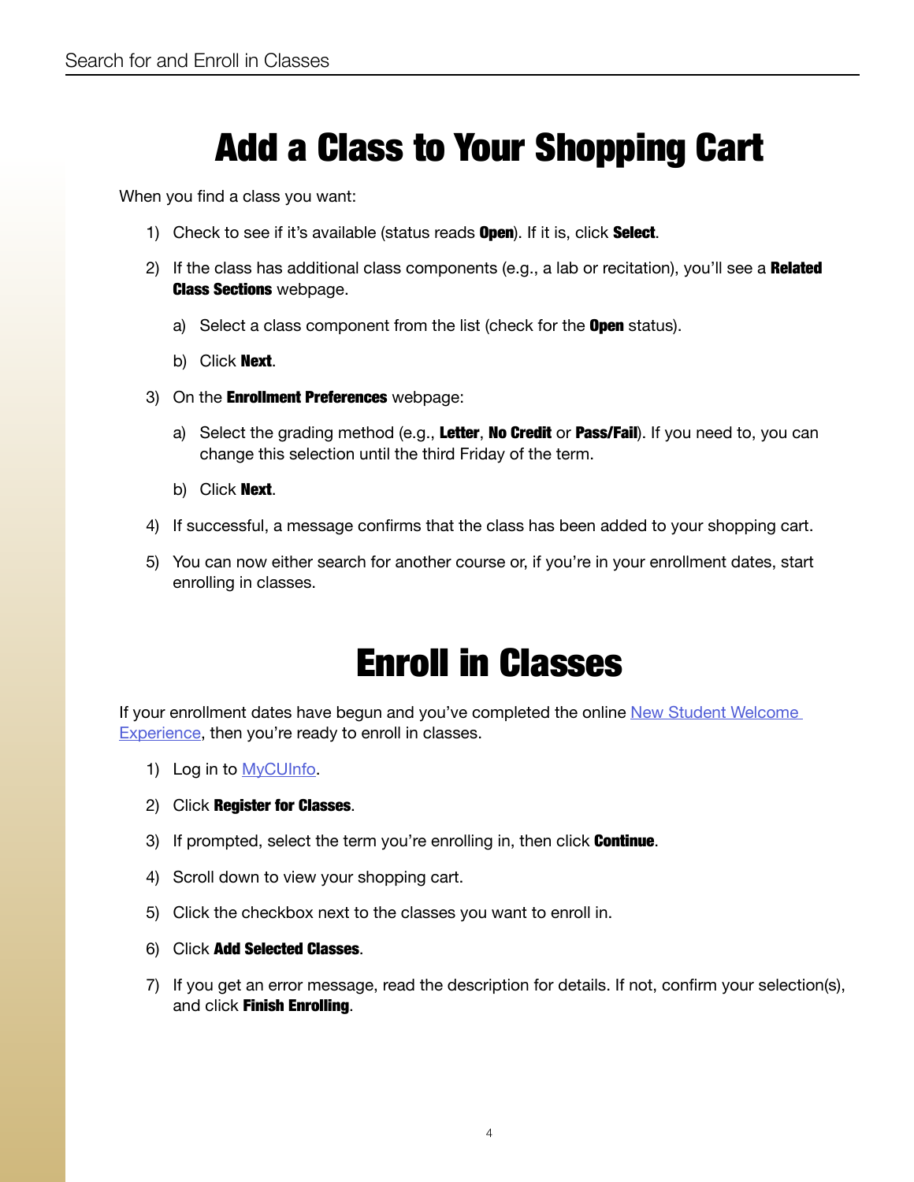# Add a Class to Your Shopping Cart

When you find a class you want:

1) Check to see if it's available (status reads **Open**). If it is, click **Select**.
2) If the class has additional class components (e.g., a lab or recitation), you'll see a **Related Class Sections** webpage.
   a) Select a class component from the list (check for the **Open** status).
   b) Click **Next**.
3) On the **Enrollment Preferences** webpage:
   a) Select the grading method (e.g., **Letter**, **No Credit** or **Pass/Fail**). If you need to, you can change this selection until the third Friday of the term.
   b) Click **Next**.
4) If successful, a message confirms that the class has been added to your shopping cart.
5) You can now either search for another course or, if you're in your enrollment dates, start enrolling in classes.

# Enroll in Classes

If your enrollment dates have begun and you've completed the online [New Student Welcome Experience](), then you're ready to enroll in classes.

1) Log in to [MyCUInfo]().
2) Click **Register for Classes**.
3) If prompted, select the term you're enrolling in, then click **Continue**.
4) Scroll down to view your shopping cart.
5) Click the checkbox next to the classes you want to enroll in.
6) Click **Add Selected Classes**.
7) If you get an error message, read the description for details. If not, confirm your selection(s), and click **Finish Enrolling**.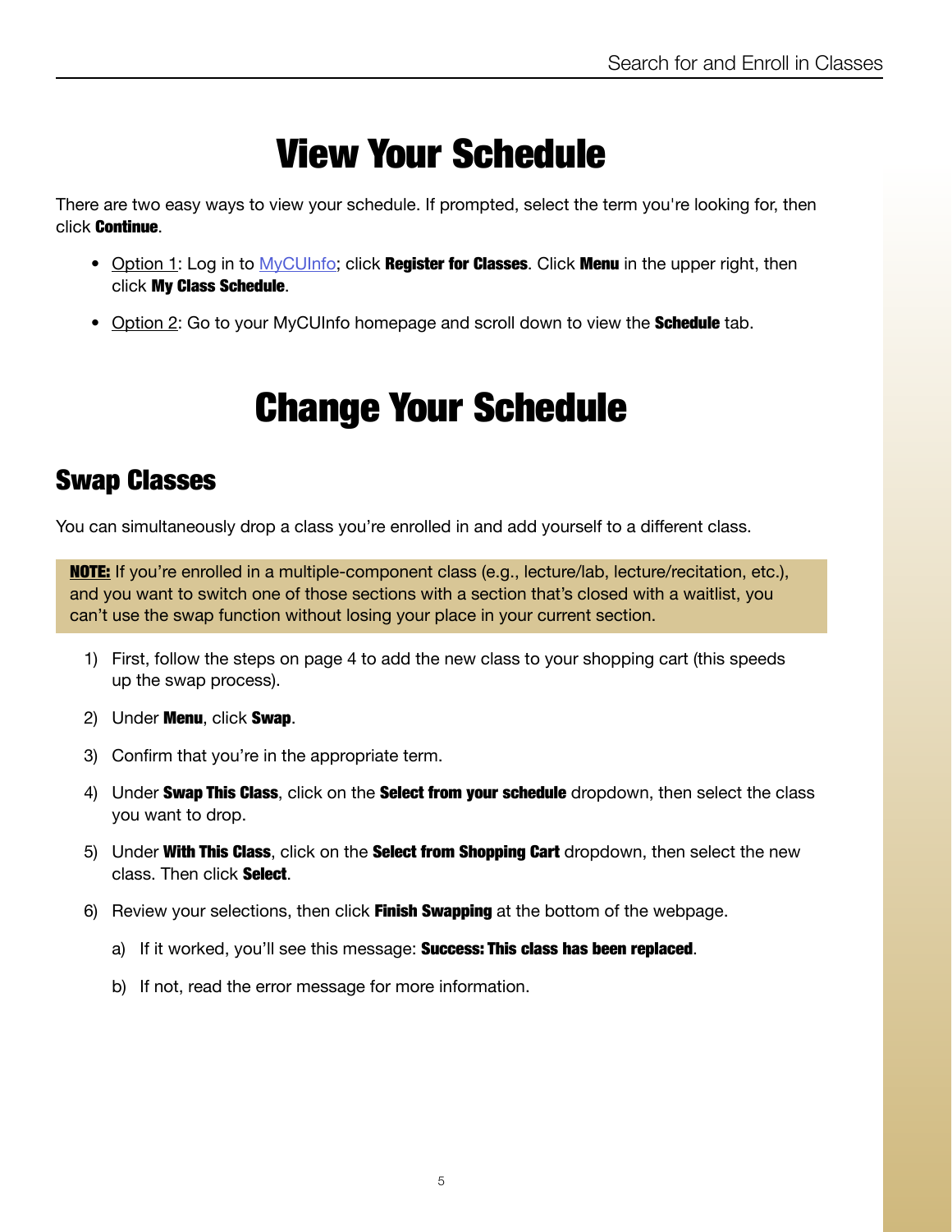# View Your Schedule

There are two easy ways to view your schedule. If prompted, select the term you're looking for, then click **Continue**.

- Option 1: Log in to MyCUInfo; click **Register for Classes**. Click **Menu** in the upper right, then click **My Class Schedule**.
- Option 2: Go to your MyCUInfo homepage and scroll down to view the **Schedule** tab.

# Change Your Schedule

## Swap Classes

You can simultaneously drop a class you're enrolled in and add yourself to a different class.

**NOTE:** If you're enrolled in a multiple-component class (e.g., lecture/lab, lecture/recitation, etc.), and you want to switch one of those sections with a section that's closed with a waitlist, you can't use the swap function without losing your place in your current section.

1) First, follow the steps on page 4 to add the new class to your shopping cart (this speeds up the swap process).
2) Under **Menu**, click **Swap**.
3) Confirm that you're in the appropriate term.
4) Under **Swap This Class**, click on the **Select from your schedule** dropdown, then select the class you want to drop.
5) Under **With This Class**, click on the **Select from Shopping Cart** dropdown, then select the new class. Then click **Select**.
6) Review your selections, then click **Finish Swapping** at the bottom of the webpage.
   a) If it worked, you'll see this message: **Success: This class has been replaced**.
   b) If not, read the error message for more information.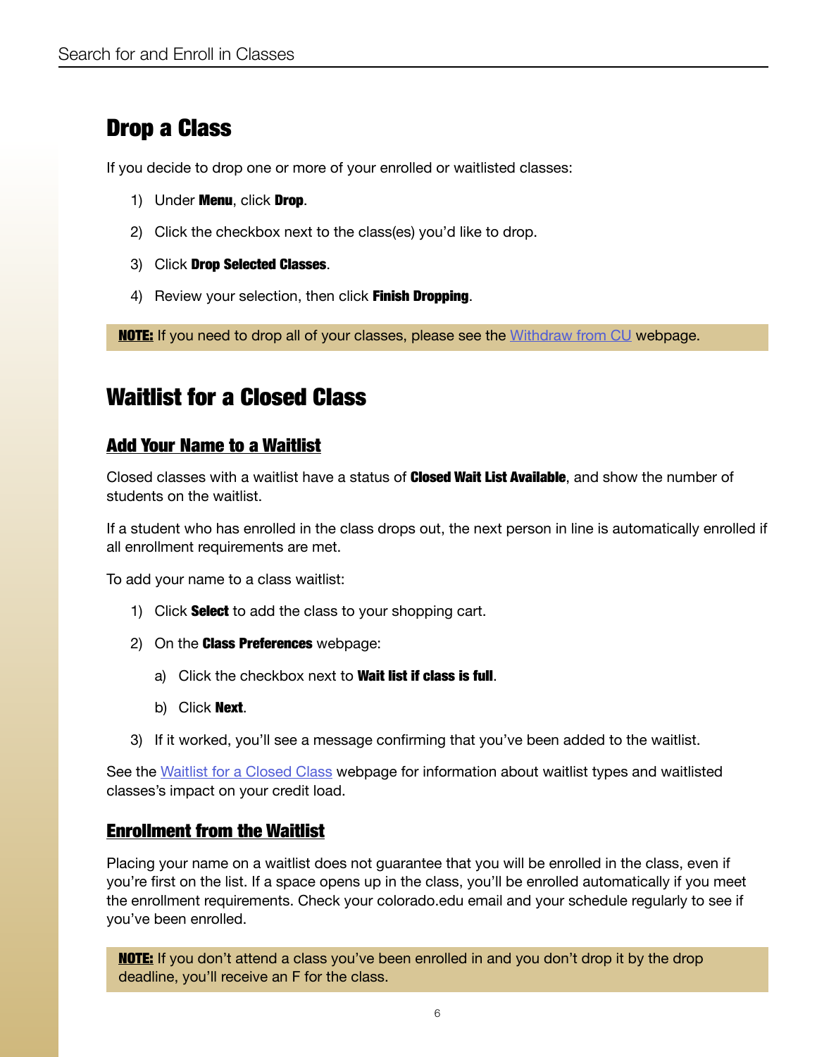## Drop a Class

If you decide to drop one or more of your enrolled or waitlisted classes:

1) Under **Menu**, click **Drop**.
2) Click the checkbox next to the class(es) you'd like to drop.
3) Click **Drop Selected Classes**.
4) Review your selection, then click **Finish Dropping**.

**NOTE:** If you need to drop all of your classes, please see the [Withdraw from CU]() webpage.

## Waitlist for a Closed Class

### Add Your Name to a Waitlist

Closed classes with a waitlist have a status of **Closed Wait List Available**, and show the number of students on the waitlist.

If a student who has enrolled in the class drops out, the next person in line is automatically enrolled if all enrollment requirements are met.

To add your name to a class waitlist:

1) Click **Select** to add the class to your shopping cart.
2) On the **Class Preferences** webpage:
   a) Click the checkbox next to **Wait list if class is full**.
   b) Click **Next**.
3) If it worked, you'll see a message confirming that you've been added to the waitlist.

See the [Waitlist for a Closed Class]() webpage for information about waitlist types and waitlisted classes's impact on your credit load.

### Enrollment from the Waitlist

Placing your name on a waitlist does not guarantee that you will be enrolled in the class, even if you're first on the list. If a space opens up in the class, you'll be enrolled automatically if you meet the enrollment requirements. Check your colorado.edu email and your schedule regularly to see if you've been enrolled.

**NOTE:** If you don't attend a class you've been enrolled in and you don't drop it by the drop deadline, you'll receive an F for the class.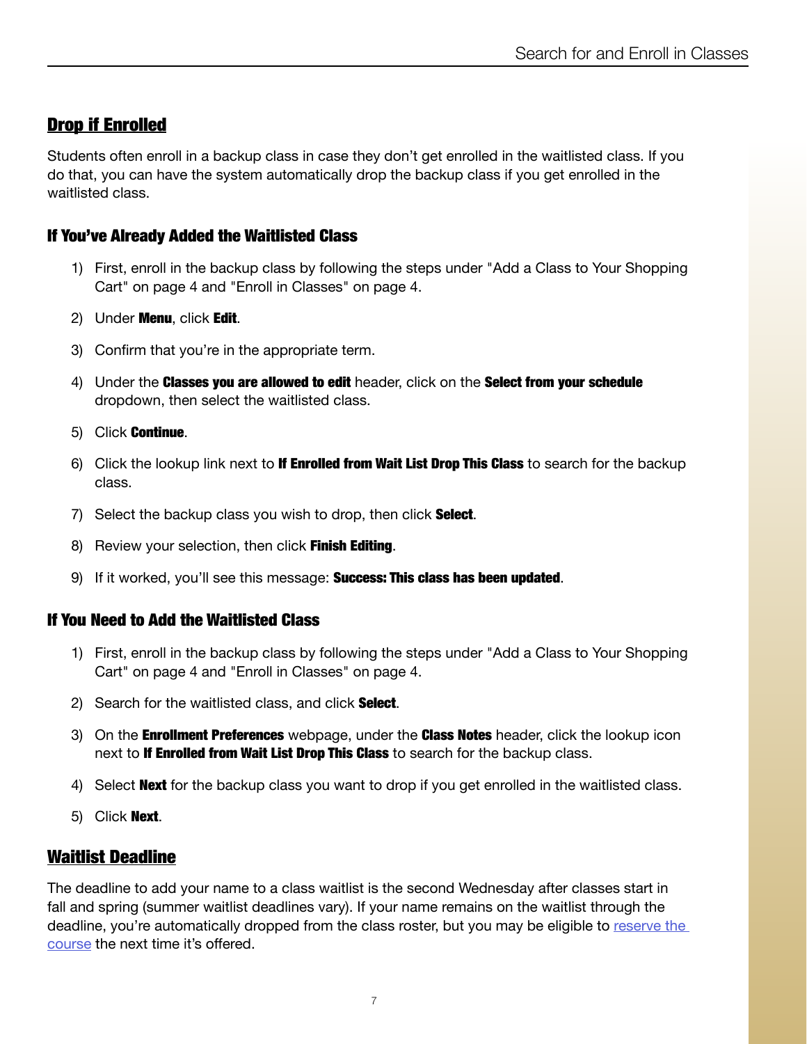## Drop if Enrolled

Students often enroll in a backup class in case they don't get enrolled in the waitlisted class. If you do that, you can have the system automatically drop the backup class if you get enrolled in the waitlisted class.

### If You've Already Added the Waitlisted Class

1) First, enroll in the backup class by following the steps under "Add a Class to Your Shopping Cart" on page 4 and "Enroll in Classes" on page 4.
2) Under **Menu**, click **Edit**.
3) Confirm that you're in the appropriate term.
4) Under the **Classes you are allowed to edit** header, click on the **Select from your schedule** dropdown, then select the waitlisted class.
5) Click **Continue**.
6) Click the lookup link next to **If Enrolled from Wait List Drop This Class** to search for the backup class.
7) Select the backup class you wish to drop, then click **Select**.
8) Review your selection, then click **Finish Editing**.
9) If it worked, you'll see this message: **Success: This class has been updated**.

### If You Need to Add the Waitlisted Class

1) First, enroll in the backup class by following the steps under "Add a Class to Your Shopping Cart" on page 4 and "Enroll in Classes" on page 4.
2) Search for the waitlisted class, and click **Select**.
3) On the **Enrollment Preferences** webpage, under the **Class Notes** header, click the lookup icon next to **If Enrolled from Wait List Drop This Class** to search for the backup class.
4) Select **Next** for the backup class you want to drop if you get enrolled in the waitlisted class.
5) Click **Next**.

## Waitlist Deadline

The deadline to add your name to a class waitlist is the second Wednesday after classes start in fall and spring (summer waitlist deadlines vary). If your name remains on the waitlist through the deadline, you're automatically dropped from the class roster, but you may be eligible to reserve the course the next time it's offered.